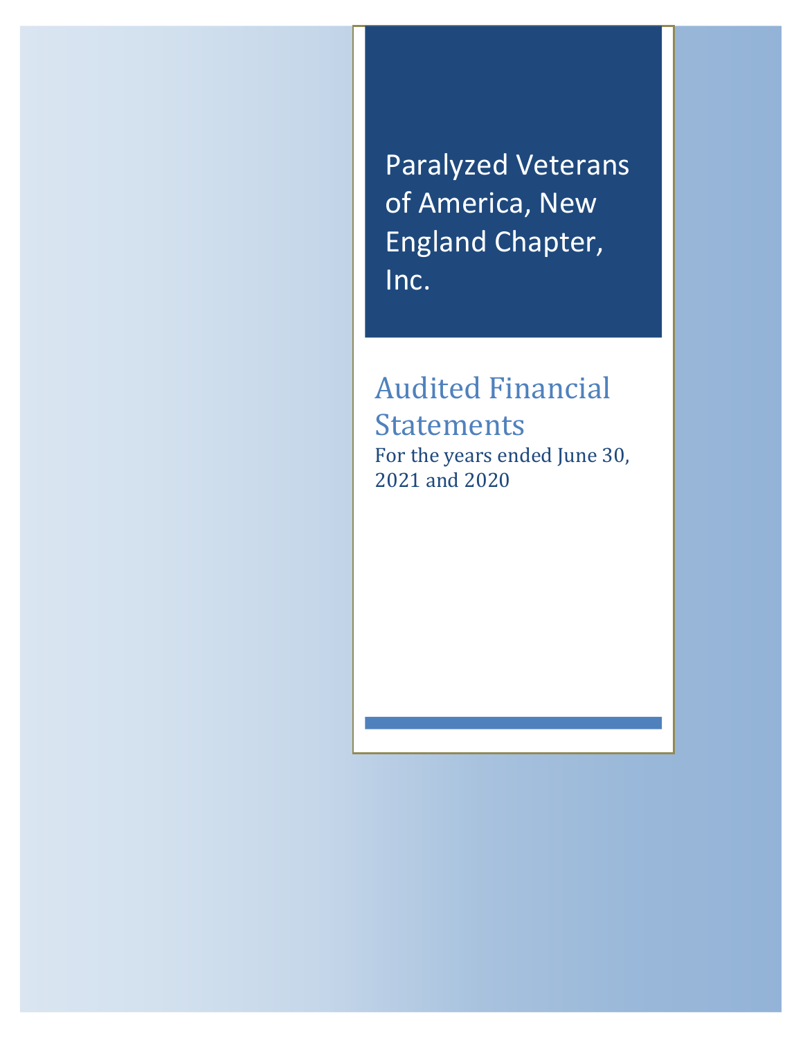# Paralyzed Veterans of America, New England Chapter, Inc.

## Audited Financial Statements

For the years ended June 30, 2021 and 2020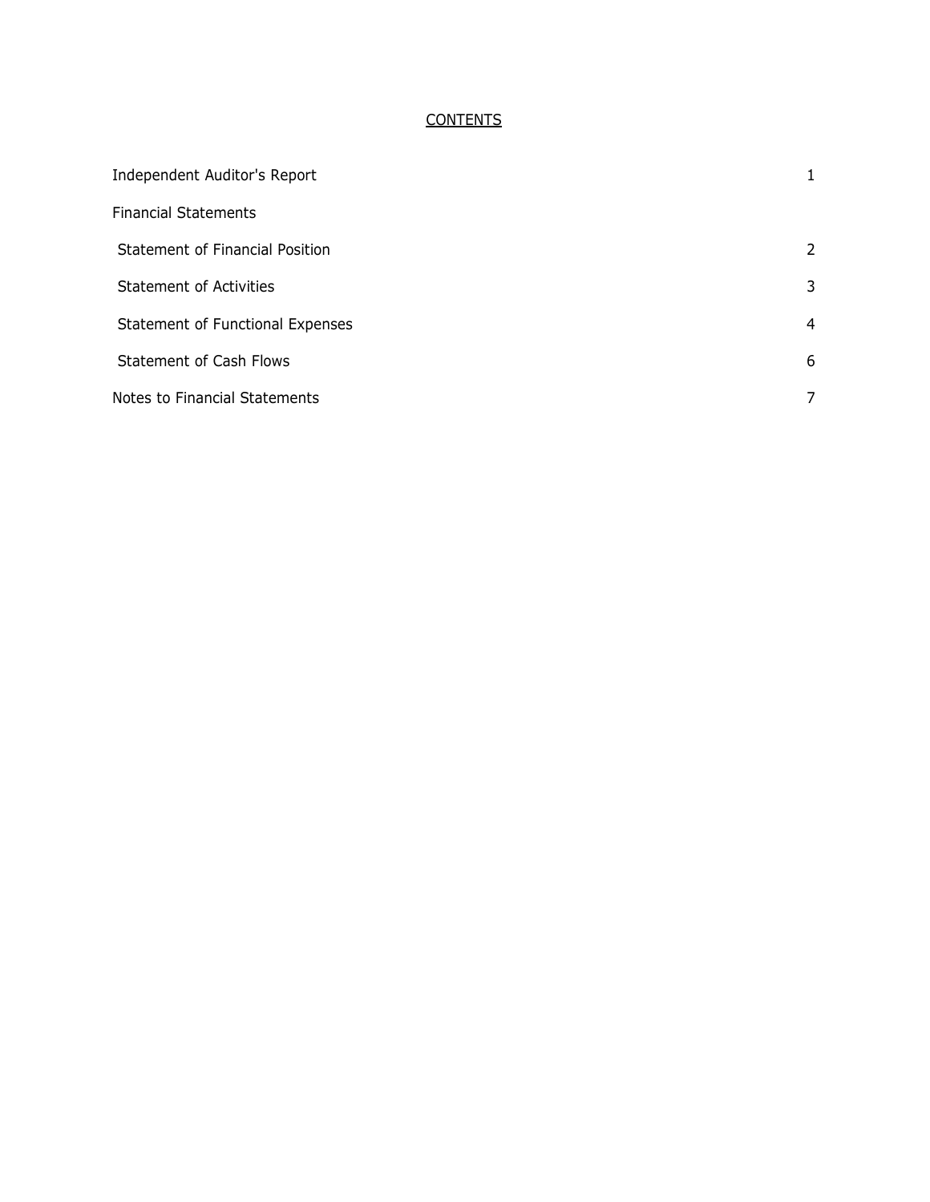## CONTENTS

| | |
|---|---|
| Independent Auditor's Report | 1 |
| Financial Statements | |
| Statement of Financial Position | 2 |
| Statement of Activities | 3 |
| Statement of Functional Expenses | 4 |
| Statement of Cash Flows | 6 |
| Notes to Financial Statements | 7 |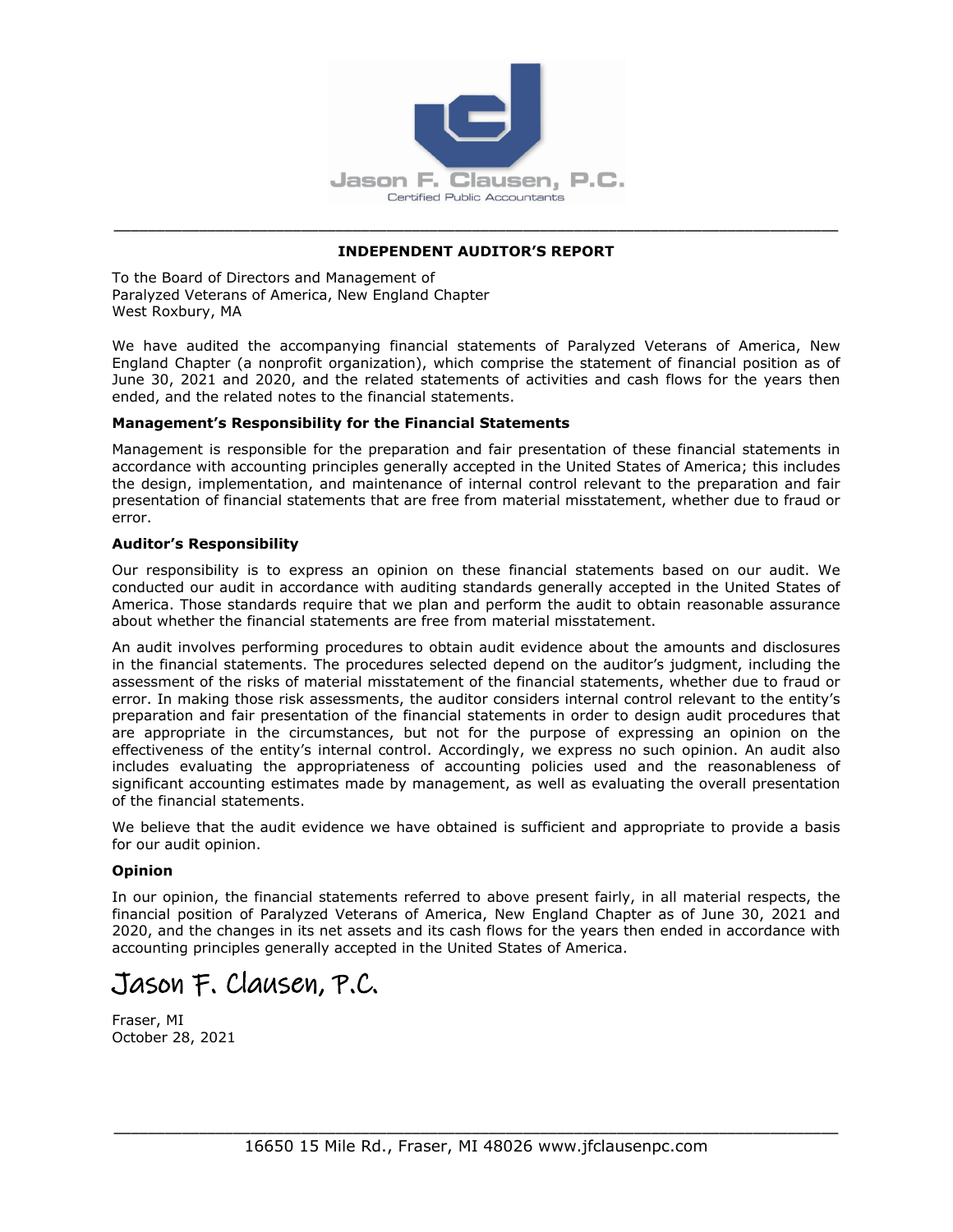Jason F. Clausen, P.C.
Certified Public Accountants

## INDEPENDENT AUDITOR'S REPORT

To the Board of Directors and Management of
Paralyzed Veterans of America, New England Chapter
West Roxbury, MA

We have audited the accompanying financial statements of Paralyzed Veterans of America, New England Chapter (a nonprofit organization), which comprise the statement of financial position as of June 30, 2021 and 2020, and the related statements of activities and cash flows for the years then ended, and the related notes to the financial statements.

### Management's Responsibility for the Financial Statements

Management is responsible for the preparation and fair presentation of these financial statements in accordance with accounting principles generally accepted in the United States of America; this includes the design, implementation, and maintenance of internal control relevant to the preparation and fair presentation of financial statements that are free from material misstatement, whether due to fraud or error.

### Auditor's Responsibility

Our responsibility is to express an opinion on these financial statements based on our audit. We conducted our audit in accordance with auditing standards generally accepted in the United States of America. Those standards require that we plan and perform the audit to obtain reasonable assurance about whether the financial statements are free from material misstatement.

An audit involves performing procedures to obtain audit evidence about the amounts and disclosures in the financial statements. The procedures selected depend on the auditor's judgment, including the assessment of the risks of material misstatement of the financial statements, whether due to fraud or error. In making those risk assessments, the auditor considers internal control relevant to the entity's preparation and fair presentation of the financial statements in order to design audit procedures that are appropriate in the circumstances, but not for the purpose of expressing an opinion on the effectiveness of the entity's internal control. Accordingly, we express no such opinion. An audit also includes evaluating the appropriateness of accounting policies used and the reasonableness of significant accounting estimates made by management, as well as evaluating the overall presentation of the financial statements.

We believe that the audit evidence we have obtained is sufficient and appropriate to provide a basis for our audit opinion.

### Opinion

In our opinion, the financial statements referred to above present fairly, in all material respects, the financial position of Paralyzed Veterans of America, New England Chapter as of June 30, 2021 and 2020, and the changes in its net assets and its cash flows for the years then ended in accordance with accounting principles generally accepted in the United States of America.

Jason F. Clausen, P.C.

Fraser, MI
October 28, 2021

16650 15 Mile Rd., Fraser, MI 48026 www.jfclausenpc.com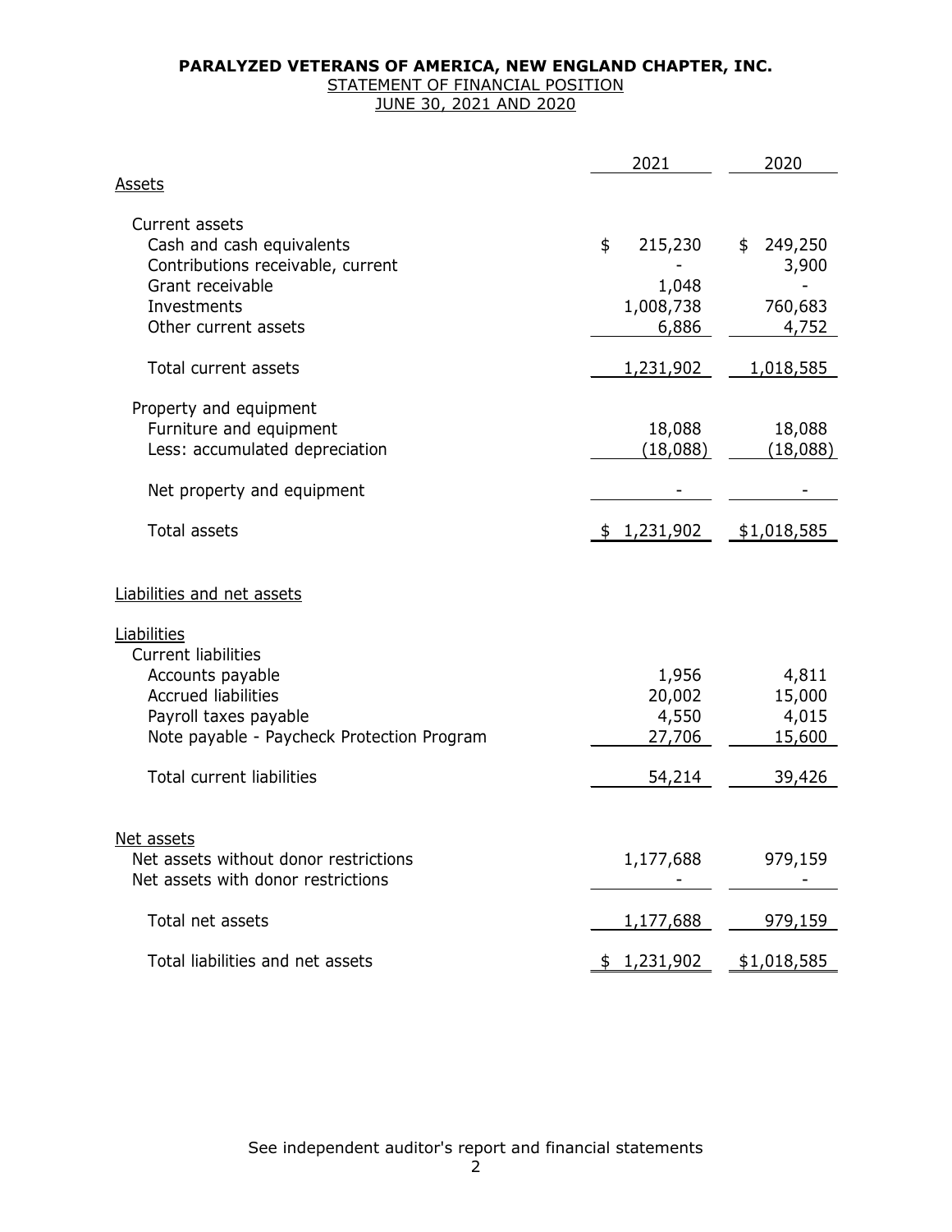**PARALYZED VETERANS OF AMERICA, NEW ENGLAND CHAPTER, INC.**

STATEMENT OF FINANCIAL POSITION

JUNE 30, 2021 AND 2020

| | 2021 | 2020 |
|---|---|---|
| **Assets** | | |
| Current assets | | |
| Cash and cash equivalents | $ 215,230 | $ 249,250 |
| Contributions receivable, current | - | 3,900 |
| Grant receivable | 1,048 | - |
| Investments | 1,008,738 | 760,683 |
| Other current assets | 6,886 | 4,752 |
| Total current assets | 1,231,902 | 1,018,585 |
| Property and equipment | | |
| Furniture and equipment | 18,088 | 18,088 |
| Less: accumulated depreciation | (18,088) | (18,088) |
| Net property and equipment | - | - |
| Total assets | $ 1,231,902 | $1,018,585 |
| **Liabilities and net assets** | | |
| Liabilities | | |
| Current liabilities | | |
| Accounts payable | 1,956 | 4,811 |
| Accrued liabilities | 20,002 | 15,000 |
| Payroll taxes payable | 4,550 | 4,015 |
| Note payable - Paycheck Protection Program | 27,706 | 15,600 |
| Total current liabilities | 54,214 | 39,426 |
| Net assets | | |
| Net assets without donor restrictions | 1,177,688 | 979,159 |
| Net assets with donor restrictions | - | - |
| Total net assets | 1,177,688 | 979,159 |
| Total liabilities and net assets | $ 1,231,902 | $1,018,585 |

See independent auditor's report and financial statements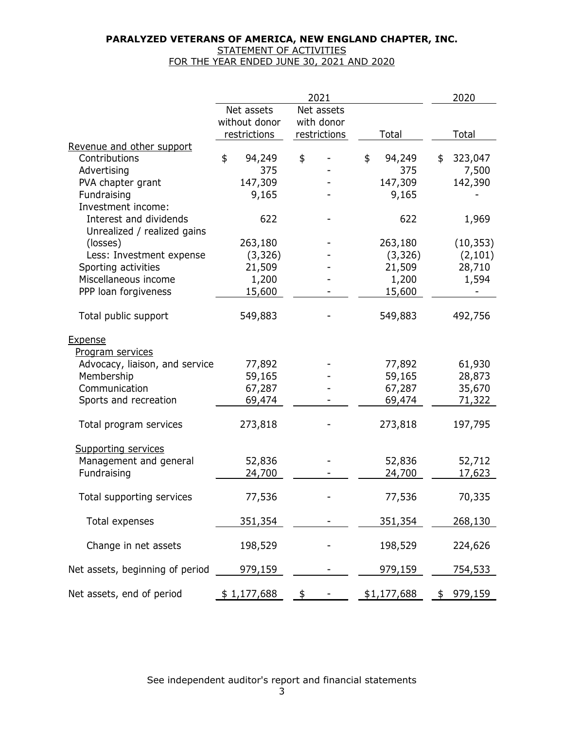**PARALYZED VETERANS OF AMERICA, NEW ENGLAND CHAPTER, INC.**
STATEMENT OF ACTIVITIES
FOR THE YEAR ENDED JUNE 30, 2021 AND 2020

| | 2021 | | | 2020 |
|---|---|---|---|---|
| | Net assets without donor restrictions | Net assets with donor restrictions | Total | Total |
| Revenue and other support | | | | |
| Contributions | $ 94,249 | $ - | $ 94,249 | $ 323,047 |
| Advertising | 375 | - | 375 | 7,500 |
| PVA chapter grant | 147,309 | - | 147,309 | 142,390 |
| Fundraising | 9,165 | - | 9,165 | - |
| Investment income: | | | | |
| Interest and dividends | 622 | - | 622 | 1,969 |
| Unrealized / realized gains (losses) | 263,180 | - | 263,180 | (10,353) |
| Less: Investment expense | (3,326) | - | (3,326) | (2,101) |
| Sporting activities | 21,509 | - | 21,509 | 28,710 |
| Miscellaneous income | 1,200 | - | 1,200 | 1,594 |
| PPP loan forgiveness | 15,600 | - | 15,600 | - |
| Total public support | 549,883 | - | 549,883 | 492,756 |
| Expense | | | | |
| Program services | | | | |
| Advocacy, liaison, and service | 77,892 | - | 77,892 | 61,930 |
| Membership | 59,165 | - | 59,165 | 28,873 |
| Communication | 67,287 | - | 67,287 | 35,670 |
| Sports and recreation | 69,474 | - | 69,474 | 71,322 |
| Total program services | 273,818 | - | 273,818 | 197,795 |
| Supporting services | | | | |
| Management and general | 52,836 | - | 52,836 | 52,712 |
| Fundraising | 24,700 | - | 24,700 | 17,623 |
| Total supporting services | 77,536 | - | 77,536 | 70,335 |
| Total expenses | 351,354 | - | 351,354 | 268,130 |
| Change in net assets | 198,529 | - | 198,529 | 224,626 |
| Net assets, beginning of period | 979,159 | - | 979,159 | 754,533 |
| Net assets, end of period | $ 1,177,688 | $ - | $1,177,688 | $ 979,159 |

See independent auditor's report and financial statements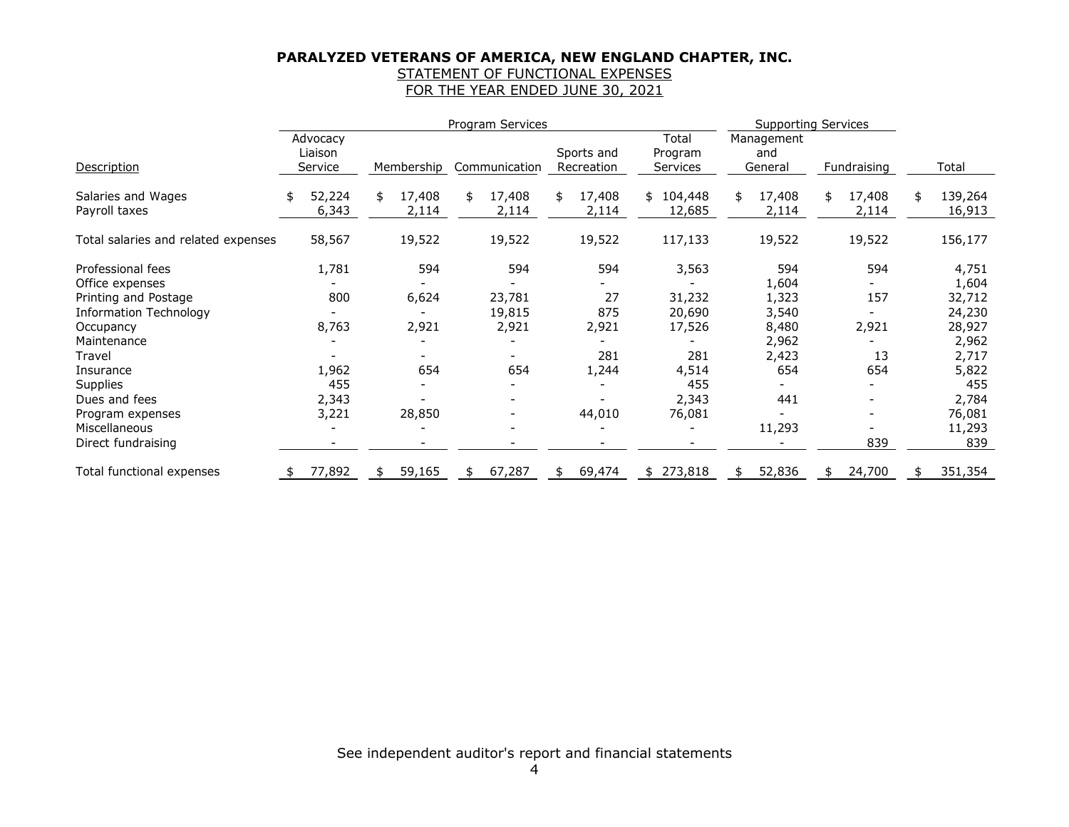**PARALYZED VETERANS OF AMERICA, NEW ENGLAND CHAPTER, INC.**

STATEMENT OF FUNCTIONAL EXPENSES

FOR THE YEAR ENDED JUNE 30, 2021

| | Program Services | | | | | Supporting Services | | |
|---|---|---|---|---|---|---|---|---|
| Description | Advocacy Liaison Service | Membership | Communication | Sports and Recreation | Total Program Services | Management and General | Fundraising | Total |
| Salaries and Wages | $ 52,224 | $ 17,408 | $ 17,408 | $ 17,408 | $ 104,448 | $ 17,408 | $ 17,408 | $ 139,264 |
| Payroll taxes | 6,343 | 2,114 | 2,114 | 2,114 | 12,685 | 2,114 | 2,114 | 16,913 |
| Total salaries and related expenses | 58,567 | 19,522 | 19,522 | 19,522 | 117,133 | 19,522 | 19,522 | 156,177 |
| Professional fees | 1,781 | 594 | 594 | 594 | 3,563 | 594 | 594 | 4,751 |
| Office expenses | - | - | - | - | - | 1,604 | - | 1,604 |
| Printing and Postage | 800 | 6,624 | 23,781 | 27 | 31,232 | 1,323 | 157 | 32,712 |
| Information Technology | - | - | 19,815 | 875 | 20,690 | 3,540 | - | 24,230 |
| Occupancy | 8,763 | 2,921 | 2,921 | 2,921 | 17,526 | 8,480 | 2,921 | 28,927 |
| Maintenance | - | - | - | - | - | 2,962 | - | 2,962 |
| Travel | - | - | - | 281 | 281 | 2,423 | 13 | 2,717 |
| Insurance | 1,962 | 654 | 654 | 1,244 | 4,514 | 654 | 654 | 5,822 |
| Supplies | 455 | - | - | - | 455 | - | - | 455 |
| Dues and fees | 2,343 | - | - | - | 2,343 | 441 | - | 2,784 |
| Program expenses | 3,221 | 28,850 | - | 44,010 | 76,081 | - | - | 76,081 |
| Miscellaneous | - | - | - | - | - | 11,293 | - | 11,293 |
| Direct fundraising | - | - | - | - | - | - | 839 | 839 |
| Total functional expenses | $ 77,892 | $ 59,165 | $ 67,287 | $ 69,474 | $ 273,818 | $ 52,836 | $ 24,700 | $ 351,354 |

See independent auditor's report and financial statements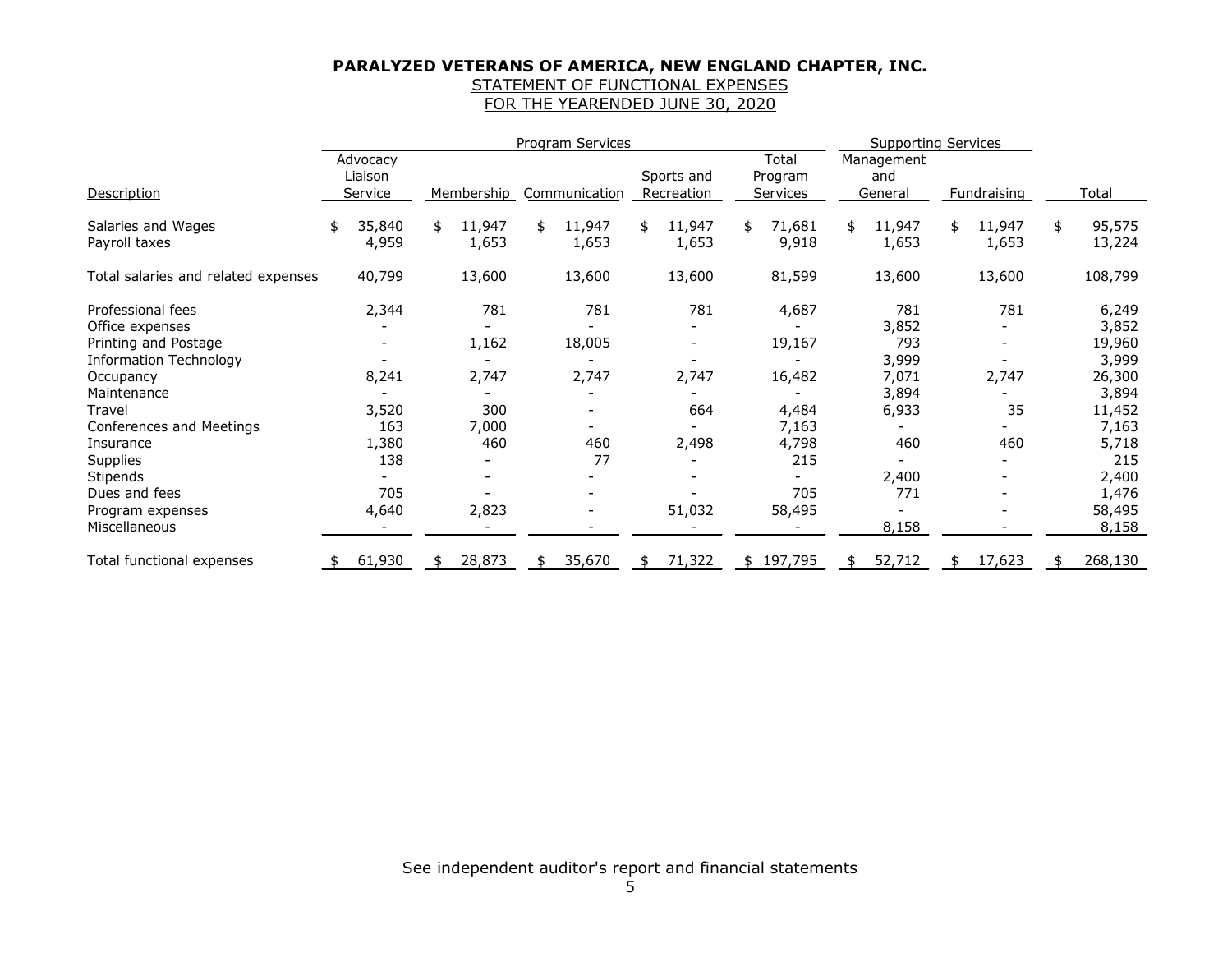**PARALYZED VETERANS OF AMERICA, NEW ENGLAND CHAPTER, INC.**
STATEMENT OF FUNCTIONAL EXPENSES
FOR THE YEARENDED JUNE 30, 2020

| | Program Services | | | | | Supporting Services | | |
|---|---|---|---|---|---|---|---|---|
| Description | Advocacy Liaison Service | Membership | Communication | Sports and Recreation | Total Program Services | Management and General | Fundraising | Total |
| Salaries and Wages | $ 35,840 | $ 11,947 | $ 11,947 | $ 11,947 | $ 71,681 | $ 11,947 | $ 11,947 | $ 95,575 |
| Payroll taxes | 4,959 | 1,653 | 1,653 | 1,653 | 9,918 | 1,653 | 1,653 | 13,224 |
| Total salaries and related expenses | 40,799 | 13,600 | 13,600 | 13,600 | 81,599 | 13,600 | 13,600 | 108,799 |
| Professional fees | 2,344 | 781 | 781 | 781 | 4,687 | 781 | 781 | 6,249 |
| Office expenses | - | - | - | - | - | 3,852 | - | 3,852 |
| Printing and Postage | - | 1,162 | 18,005 | - | 19,167 | 793 | - | 19,960 |
| Information Technology | - | - | - | - | - | 3,999 | - | 3,999 |
| Occupancy | 8,241 | 2,747 | 2,747 | 2,747 | 16,482 | 7,071 | 2,747 | 26,300 |
| Maintenance | - | - | - | - | - | 3,894 | - | 3,894 |
| Travel | 3,520 | 300 | - | 664 | 4,484 | 6,933 | 35 | 11,452 |
| Conferences and Meetings | 163 | 7,000 | - | - | 7,163 | - | - | 7,163 |
| Insurance | 1,380 | 460 | 460 | 2,498 | 4,798 | 460 | 460 | 5,718 |
| Supplies | 138 | - | 77 | - | 215 | - | - | 215 |
| Stipends | - | - | - | - | - | 2,400 | - | 2,400 |
| Dues and fees | 705 | - | - | - | 705 | 771 | - | 1,476 |
| Program expenses | 4,640 | 2,823 | - | 51,032 | 58,495 | - | - | 58,495 |
| Miscellaneous | - | - | - | - | - | 8,158 | - | 8,158 |
| Total functional expenses | $ 61,930 | $ 28,873 | $ 35,670 | $ 71,322 | $ 197,795 | $ 52,712 | $ 17,623 | $ 268,130 |

See independent auditor's report and financial statements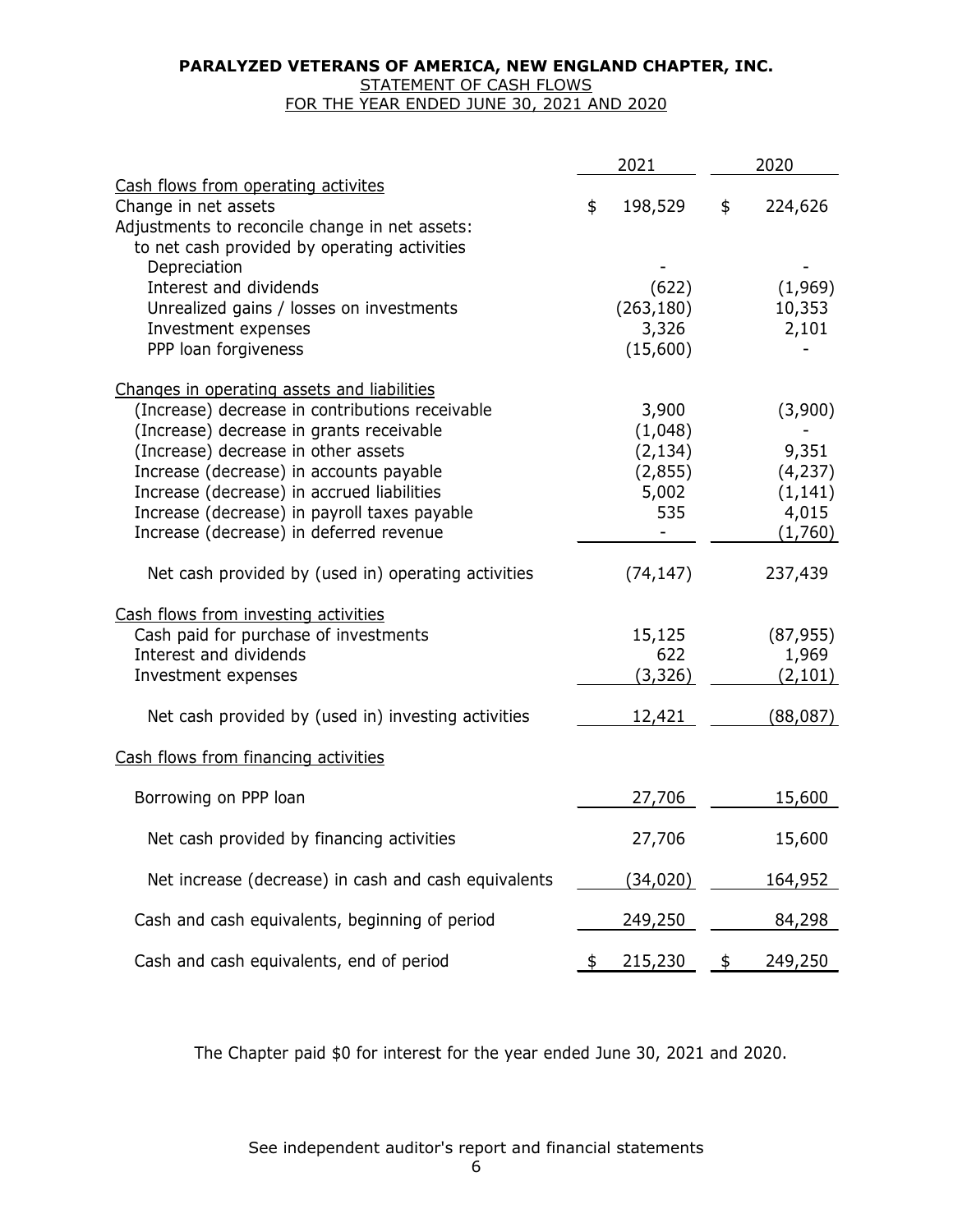**PARALYZED VETERANS OF AMERICA, NEW ENGLAND CHAPTER, INC.**
STATEMENT OF CASH FLOWS
FOR THE YEAR ENDED JUNE 30, 2021 AND 2020

| | 2021 | 2020 |
|---|---|---|
| Cash flows from operating activites | | |
| Change in net assets | $ 198,529 | $ 224,626 |
| Adjustments to reconcile change in net assets: | | |
| to net cash provided by operating activities | | |
| Depreciation | - | - |
| Interest and dividends | (622) | (1,969) |
| Unrealized gains / losses on investments | (263,180) | 10,353 |
| Investment expenses | 3,326 | 2,101 |
| PPP loan forgiveness | (15,600) | - |
| Changes in operating assets and liabilities | | |
| (Increase) decrease in contributions receivable | 3,900 | (3,900) |
| (Increase) decrease in grants receivable | (1,048) | - |
| (Increase) decrease in other assets | (2,134) | 9,351 |
| Increase (decrease) in accounts payable | (2,855) | (4,237) |
| Increase (decrease) in accrued liabilities | 5,002 | (1,141) |
| Increase (decrease) in payroll taxes payable | 535 | 4,015 |
| Increase (decrease) in deferred revenue | - | (1,760) |
| Net cash provided by (used in) operating activities | (74,147) | 237,439 |
| Cash flows from investing activities | | |
| Cash paid for purchase of investments | 15,125 | (87,955) |
| Interest and dividends | 622 | 1,969 |
| Investment expenses | (3,326) | (2,101) |
| Net cash provided by (used in) investing activities | 12,421 | (88,087) |
| Cash flows from financing activities | | |
| Borrowing on PPP loan | 27,706 | 15,600 |
| Net cash provided by financing activities | 27,706 | 15,600 |
| Net increase (decrease) in cash and cash equivalents | (34,020) | 164,952 |
| Cash and cash equivalents, beginning of period | 249,250 | 84,298 |
| Cash and cash equivalents, end of period | $ 215,230 | $ 249,250 |

The Chapter paid $0 for interest for the year ended June 30, 2021 and 2020.

See independent auditor's report and financial statements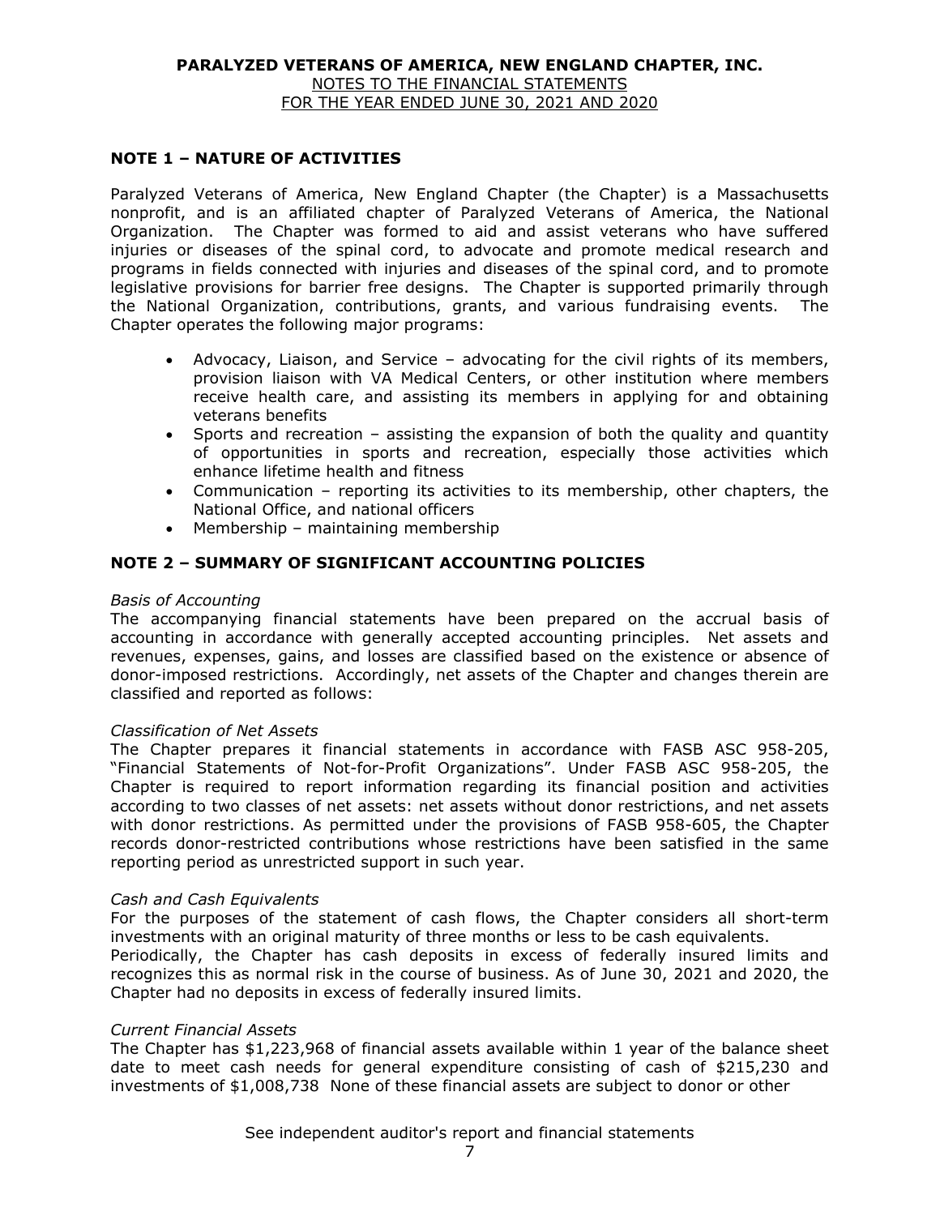# PARALYZED VETERANS OF AMERICA, NEW ENGLAND CHAPTER, INC.

NOTES TO THE FINANCIAL STATEMENTS
FOR THE YEAR ENDED JUNE 30, 2021 AND 2020

## NOTE 1 – NATURE OF ACTIVITIES

Paralyzed Veterans of America, New England Chapter (the Chapter) is a Massachusetts nonprofit, and is an affiliated chapter of Paralyzed Veterans of America, the National Organization. The Chapter was formed to aid and assist veterans who have suffered injuries or diseases of the spinal cord, to advocate and promote medical research and programs in fields connected with injuries and diseases of the spinal cord, and to promote legislative provisions for barrier free designs. The Chapter is supported primarily through the National Organization, contributions, grants, and various fundraising events. The Chapter operates the following major programs:

- Advocacy, Liaison, and Service – advocating for the civil rights of its members, provision liaison with VA Medical Centers, or other institution where members receive health care, and assisting its members in applying for and obtaining veterans benefits
- Sports and recreation – assisting the expansion of both the quality and quantity of opportunities in sports and recreation, especially those activities which enhance lifetime health and fitness
- Communication – reporting its activities to its membership, other chapters, the National Office, and national officers
- Membership – maintaining membership

## NOTE 2 – SUMMARY OF SIGNIFICANT ACCOUNTING POLICIES

*Basis of Accounting*
The accompanying financial statements have been prepared on the accrual basis of accounting in accordance with generally accepted accounting principles. Net assets and revenues, expenses, gains, and losses are classified based on the existence or absence of donor-imposed restrictions. Accordingly, net assets of the Chapter and changes therein are classified and reported as follows:

*Classification of Net Assets*
The Chapter prepares it financial statements in accordance with FASB ASC 958-205, "Financial Statements of Not-for-Profit Organizations". Under FASB ASC 958-205, the Chapter is required to report information regarding its financial position and activities according to two classes of net assets: net assets without donor restrictions, and net assets with donor restrictions. As permitted under the provisions of FASB 958-605, the Chapter records donor-restricted contributions whose restrictions have been satisfied in the same reporting period as unrestricted support in such year.

*Cash and Cash Equivalents*
For the purposes of the statement of cash flows, the Chapter considers all short-term investments with an original maturity of three months or less to be cash equivalents.
Periodically, the Chapter has cash deposits in excess of federally insured limits and recognizes this as normal risk in the course of business. As of June 30, 2021 and 2020, the Chapter had no deposits in excess of federally insured limits.

*Current Financial Assets*
The Chapter has $1,223,968 of financial assets available within 1 year of the balance sheet date to meet cash needs for general expenditure consisting of cash of $215,230 and investments of $1,008,738 None of these financial assets are subject to donor or other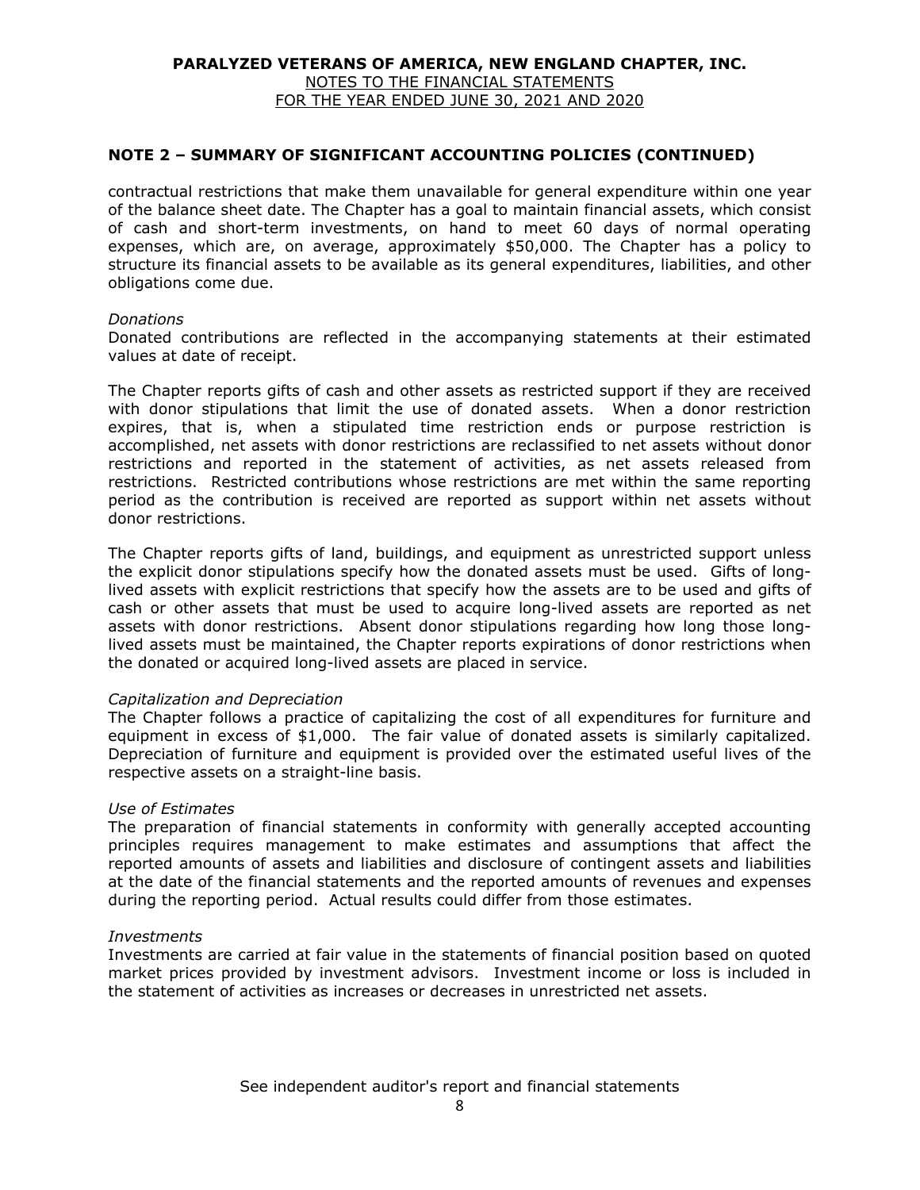## NOTE 2 – SUMMARY OF SIGNIFICANT ACCOUNTING POLICIES (CONTINUED)

contractual restrictions that make them unavailable for general expenditure within one year of the balance sheet date. The Chapter has a goal to maintain financial assets, which consist of cash and short-term investments, on hand to meet 60 days of normal operating expenses, which are, on average, approximately $50,000. The Chapter has a policy to structure its financial assets to be available as its general expenditures, liabilities, and other obligations come due.

*Donations*

Donated contributions are reflected in the accompanying statements at their estimated values at date of receipt.

The Chapter reports gifts of cash and other assets as restricted support if they are received with donor stipulations that limit the use of donated assets. When a donor restriction expires, that is, when a stipulated time restriction ends or purpose restriction is accomplished, net assets with donor restrictions are reclassified to net assets without donor restrictions and reported in the statement of activities, as net assets released from restrictions. Restricted contributions whose restrictions are met within the same reporting period as the contribution is received are reported as support within net assets without donor restrictions.

The Chapter reports gifts of land, buildings, and equipment as unrestricted support unless the explicit donor stipulations specify how the donated assets must be used. Gifts of long-lived assets with explicit restrictions that specify how the assets are to be used and gifts of cash or other assets that must be used to acquire long-lived assets are reported as net assets with donor restrictions. Absent donor stipulations regarding how long those long-lived assets must be maintained, the Chapter reports expirations of donor restrictions when the donated or acquired long-lived assets are placed in service.

*Capitalization and Depreciation*

The Chapter follows a practice of capitalizing the cost of all expenditures for furniture and equipment in excess of $1,000. The fair value of donated assets is similarly capitalized. Depreciation of furniture and equipment is provided over the estimated useful lives of the respective assets on a straight-line basis.

*Use of Estimates*

The preparation of financial statements in conformity with generally accepted accounting principles requires management to make estimates and assumptions that affect the reported amounts of assets and liabilities and disclosure of contingent assets and liabilities at the date of the financial statements and the reported amounts of revenues and expenses during the reporting period. Actual results could differ from those estimates.

*Investments*

Investments are carried at fair value in the statements of financial position based on quoted market prices provided by investment advisors. Investment income or loss is included in the statement of activities as increases or decreases in unrestricted net assets.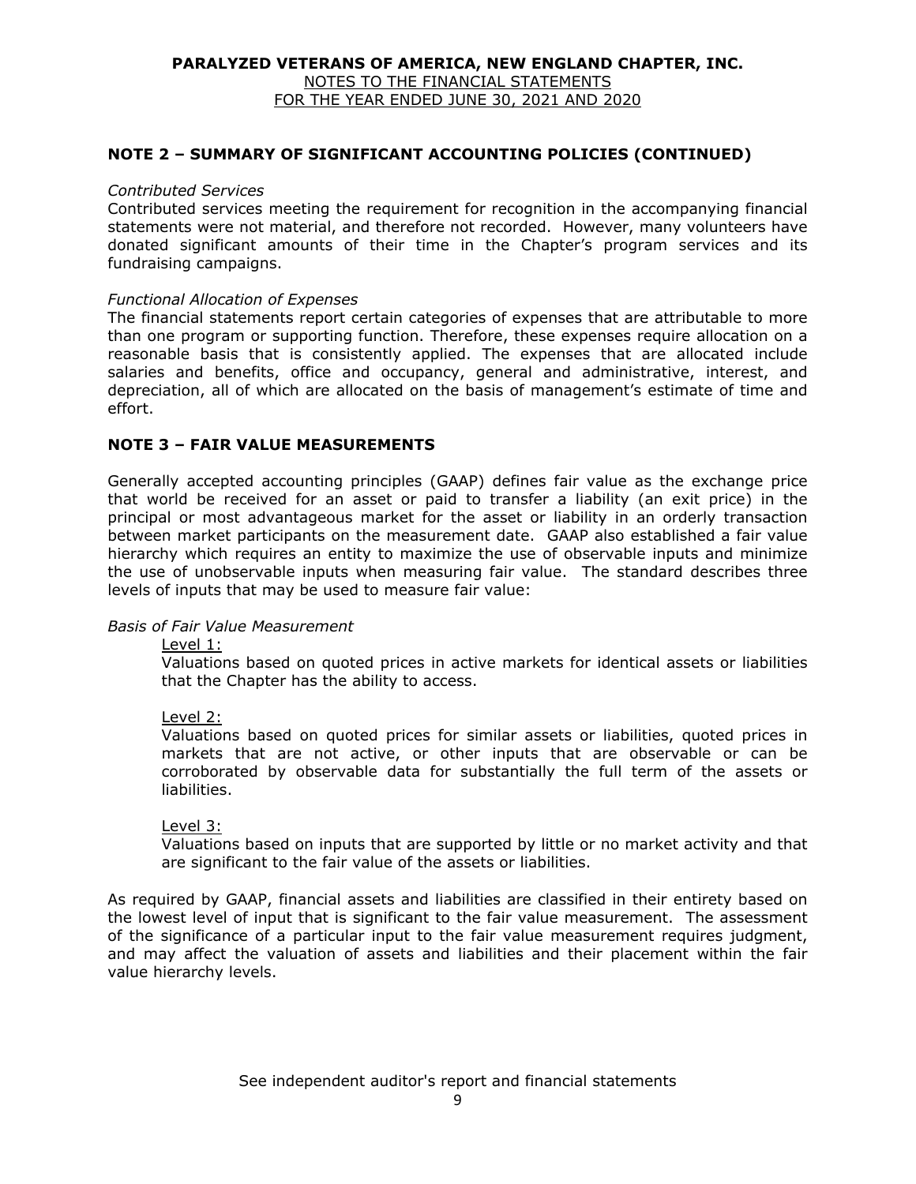**PARALYZED VETERANS OF AMERICA, NEW ENGLAND CHAPTER, INC.**
NOTES TO THE FINANCIAL STATEMENTS
FOR THE YEAR ENDED JUNE 30, 2021 AND 2020

## NOTE 2 – SUMMARY OF SIGNIFICANT ACCOUNTING POLICIES (CONTINUED)

*Contributed Services*
Contributed services meeting the requirement for recognition in the accompanying financial statements were not material, and therefore not recorded. However, many volunteers have donated significant amounts of their time in the Chapter's program services and its fundraising campaigns.

*Functional Allocation of Expenses*
The financial statements report certain categories of expenses that are attributable to more than one program or supporting function. Therefore, these expenses require allocation on a reasonable basis that is consistently applied. The expenses that are allocated include salaries and benefits, office and occupancy, general and administrative, interest, and depreciation, all of which are allocated on the basis of management's estimate of time and effort.

## NOTE 3 – FAIR VALUE MEASUREMENTS

Generally accepted accounting principles (GAAP) defines fair value as the exchange price that world be received for an asset or paid to transfer a liability (an exit price) in the principal or most advantageous market for the asset or liability in an orderly transaction between market participants on the measurement date. GAAP also established a fair value hierarchy which requires an entity to maximize the use of observable inputs and minimize the use of unobservable inputs when measuring fair value. The standard describes three levels of inputs that may be used to measure fair value:

*Basis of Fair Value Measurement*

Level 1:
Valuations based on quoted prices in active markets for identical assets or liabilities that the Chapter has the ability to access.

Level 2:
Valuations based on quoted prices for similar assets or liabilities, quoted prices in markets that are not active, or other inputs that are observable or can be corroborated by observable data for substantially the full term of the assets or liabilities.

Level 3:
Valuations based on inputs that are supported by little or no market activity and that are significant to the fair value of the assets or liabilities.

As required by GAAP, financial assets and liabilities are classified in their entirety based on the lowest level of input that is significant to the fair value measurement. The assessment of the significance of a particular input to the fair value measurement requires judgment, and may affect the valuation of assets and liabilities and their placement within the fair value hierarchy levels.

See independent auditor's report and financial statements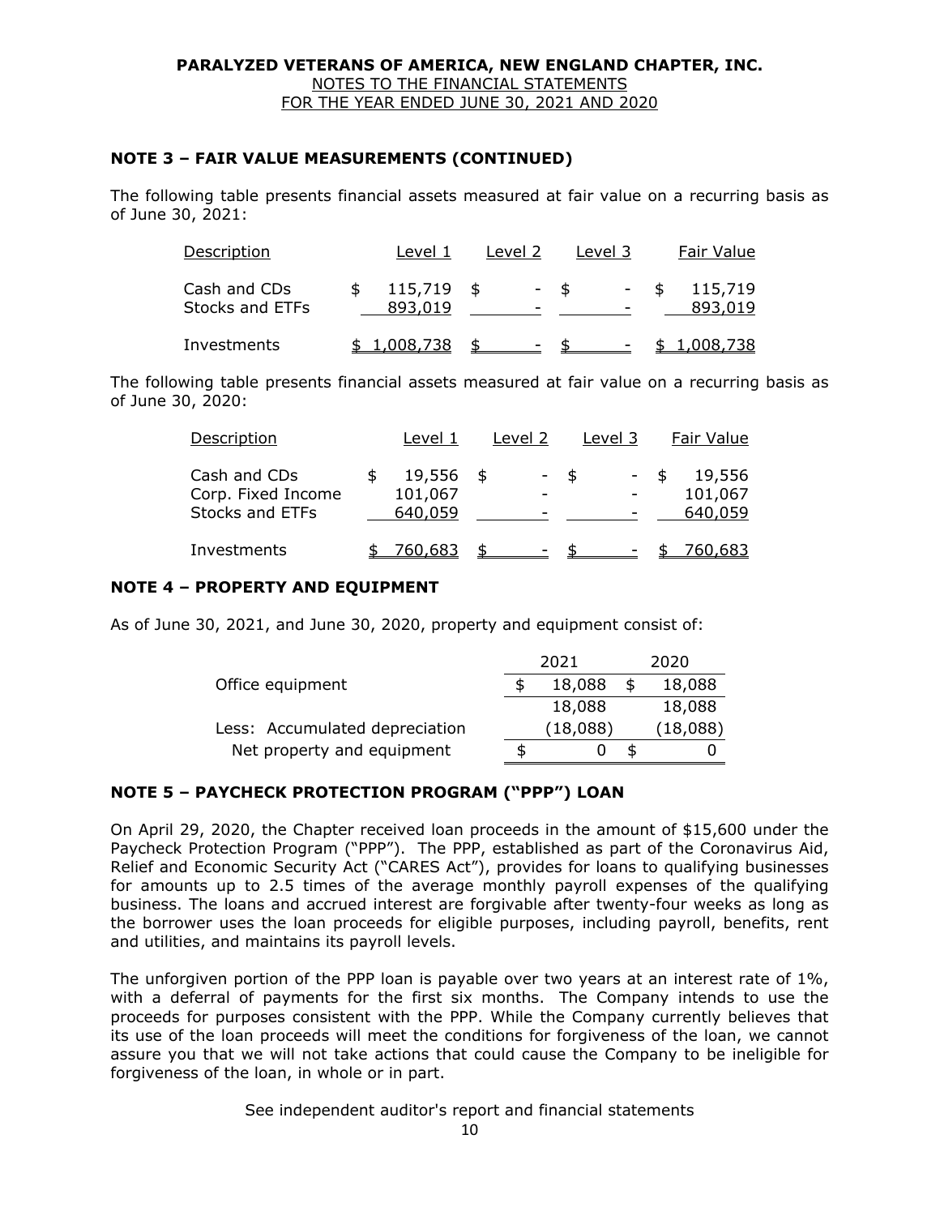## NOTE 3 – FAIR VALUE MEASUREMENTS (CONTINUED)

The following table presents financial assets measured at fair value on a recurring basis as of June 30, 2021:

| Description | Level 1 | Level 2 | Level 3 | Fair Value |
|---|---|---|---|---|
| Cash and CDs | $ 115,719 | $ - | $ - | $ 115,719 |
| Stocks and ETFs | 893,019 | - | - | 893,019 |
| Investments | $ 1,008,738 | $ - | $ - | $ 1,008,738 |

The following table presents financial assets measured at fair value on a recurring basis as of June 30, 2020:

| Description | Level 1 | Level 2 | Level 3 | Fair Value |
|---|---|---|---|---|
| Cash and CDs | $ 19,556 | $ - | $ - | $ 19,556 |
| Corp. Fixed Income | 101,067 | - | - | 101,067 |
| Stocks and ETFs | 640,059 | - | - | 640,059 |
| Investments | $ 760,683 | $ - | $ - | $ 760,683 |

## NOTE 4 – PROPERTY AND EQUIPMENT

As of June 30, 2021, and June 30, 2020, property and equipment consist of:

| | 2021 | 2020 |
|---|---|---|
| Office equipment | $ 18,088 | $ 18,088 |
| | 18,088 | 18,088 |
| Less: Accumulated depreciation | (18,088) | (18,088) |
| Net property and equipment | $ 0 | $ 0 |

## NOTE 5 – PAYCHECK PROTECTION PROGRAM ("PPP") LOAN

On April 29, 2020, the Chapter received loan proceeds in the amount of $15,600 under the Paycheck Protection Program ("PPP"). The PPP, established as part of the Coronavirus Aid, Relief and Economic Security Act ("CARES Act"), provides for loans to qualifying businesses for amounts up to 2.5 times of the average monthly payroll expenses of the qualifying business. The loans and accrued interest are forgivable after twenty-four weeks as long as the borrower uses the loan proceeds for eligible purposes, including payroll, benefits, rent and utilities, and maintains its payroll levels.

The unforgiven portion of the PPP loan is payable over two years at an interest rate of 1%, with a deferral of payments for the first six months. The Company intends to use the proceeds for purposes consistent with the PPP. While the Company currently believes that its use of the loan proceeds will meet the conditions for forgiveness of the loan, we cannot assure you that we will not take actions that could cause the Company to be ineligible for forgiveness of the loan, in whole or in part.

See independent auditor's report and financial statements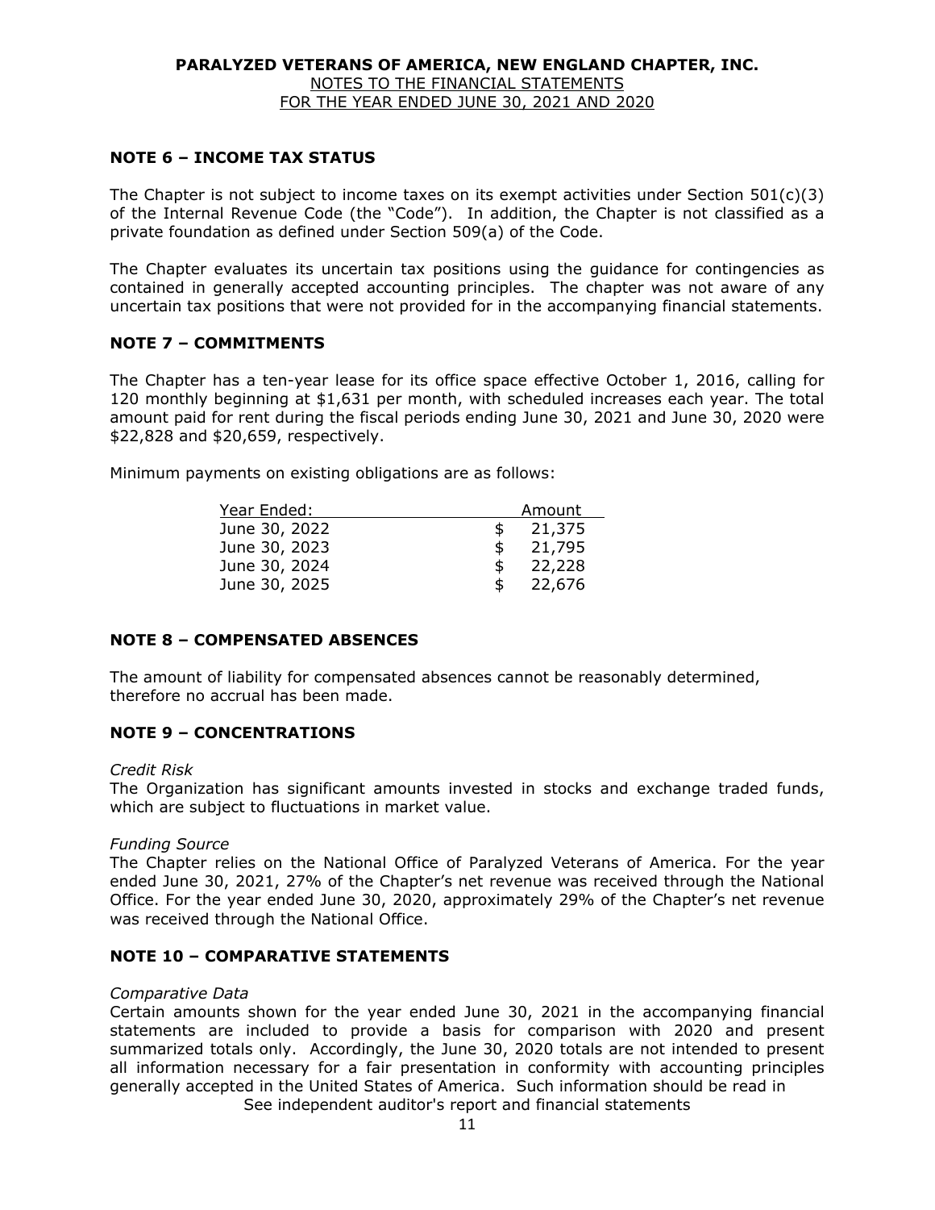**PARALYZED VETERANS OF AMERICA, NEW ENGLAND CHAPTER, INC.**
NOTES TO THE FINANCIAL STATEMENTS
FOR THE YEAR ENDED JUNE 30, 2021 AND 2020

## NOTE 6 – INCOME TAX STATUS

The Chapter is not subject to income taxes on its exempt activities under Section 501(c)(3) of the Internal Revenue Code (the "Code"). In addition, the Chapter is not classified as a private foundation as defined under Section 509(a) of the Code.

The Chapter evaluates its uncertain tax positions using the guidance for contingencies as contained in generally accepted accounting principles. The chapter was not aware of any uncertain tax positions that were not provided for in the accompanying financial statements.

## NOTE 7 – COMMITMENTS

The Chapter has a ten-year lease for its office space effective October 1, 2016, calling for 120 monthly beginning at $1,631 per month, with scheduled increases each year. The total amount paid for rent during the fiscal periods ending June 30, 2021 and June 30, 2020 were $22,828 and $20,659, respectively.

Minimum payments on existing obligations are as follows:

| Year Ended: | Amount |
|---|---|
| June 30, 2022 | $ 21,375 |
| June 30, 2023 | $ 21,795 |
| June 30, 2024 | $ 22,228 |
| June 30, 2025 | $ 22,676 |

## NOTE 8 – COMPENSATED ABSENCES

The amount of liability for compensated absences cannot be reasonably determined, therefore no accrual has been made.

## NOTE 9 – CONCENTRATIONS

*Credit Risk*
The Organization has significant amounts invested in stocks and exchange traded funds, which are subject to fluctuations in market value.

*Funding Source*
The Chapter relies on the National Office of Paralyzed Veterans of America. For the year ended June 30, 2021, 27% of the Chapter's net revenue was received through the National Office. For the year ended June 30, 2020, approximately 29% of the Chapter's net revenue was received through the National Office.

## NOTE 10 – COMPARATIVE STATEMENTS

*Comparative Data*
Certain amounts shown for the year ended June 30, 2021 in the accompanying financial statements are included to provide a basis for comparison with 2020 and present summarized totals only. Accordingly, the June 30, 2020 totals are not intended to present all information necessary for a fair presentation in conformity with accounting principles generally accepted in the United States of America. Such information should be read in

See independent auditor's report and financial statements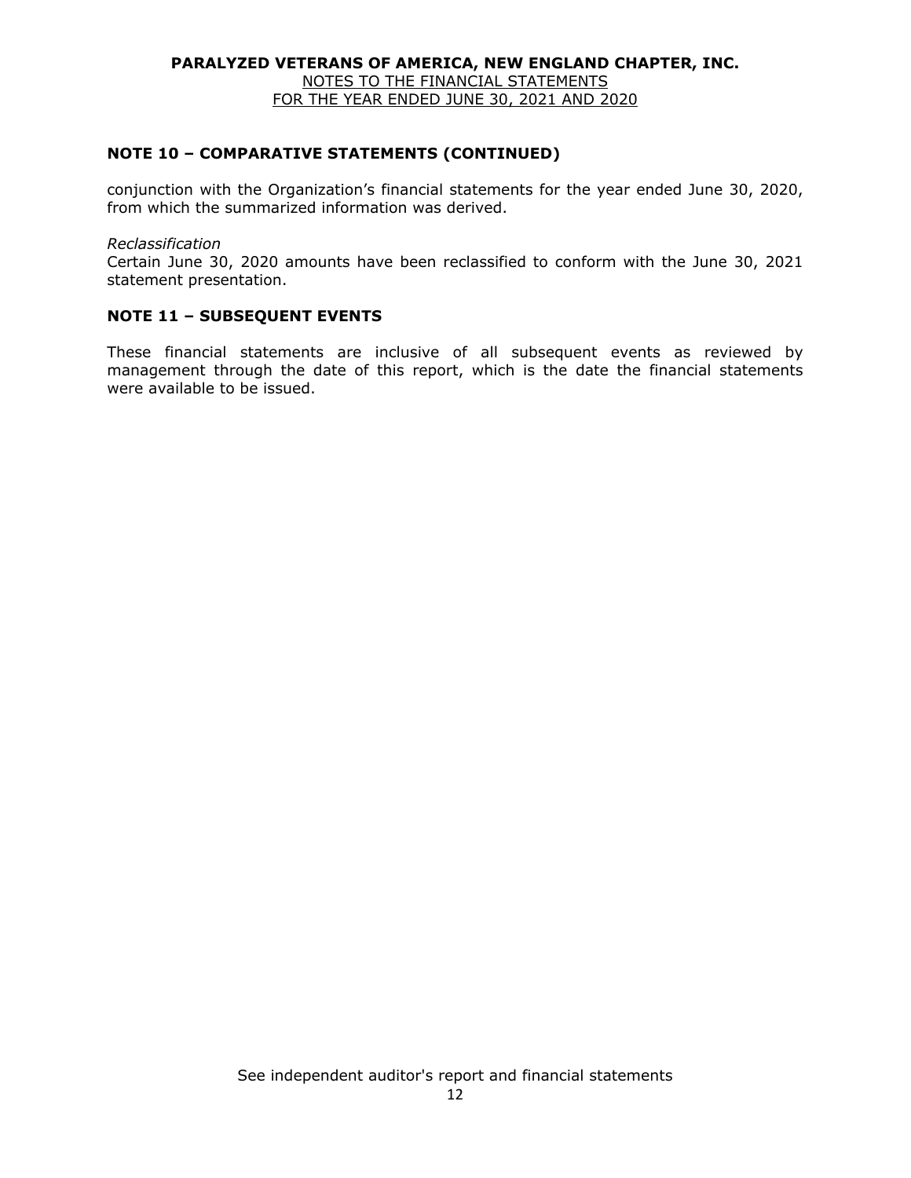## NOTE 10 – COMPARATIVE STATEMENTS (CONTINUED)

conjunction with the Organization's financial statements for the year ended June 30, 2020, from which the summarized information was derived.

*Reclassification*
Certain June 30, 2020 amounts have been reclassified to conform with the June 30, 2021 statement presentation.

## NOTE 11 – SUBSEQUENT EVENTS

These financial statements are inclusive of all subsequent events as reviewed by management through the date of this report, which is the date the financial statements were available to be issued.